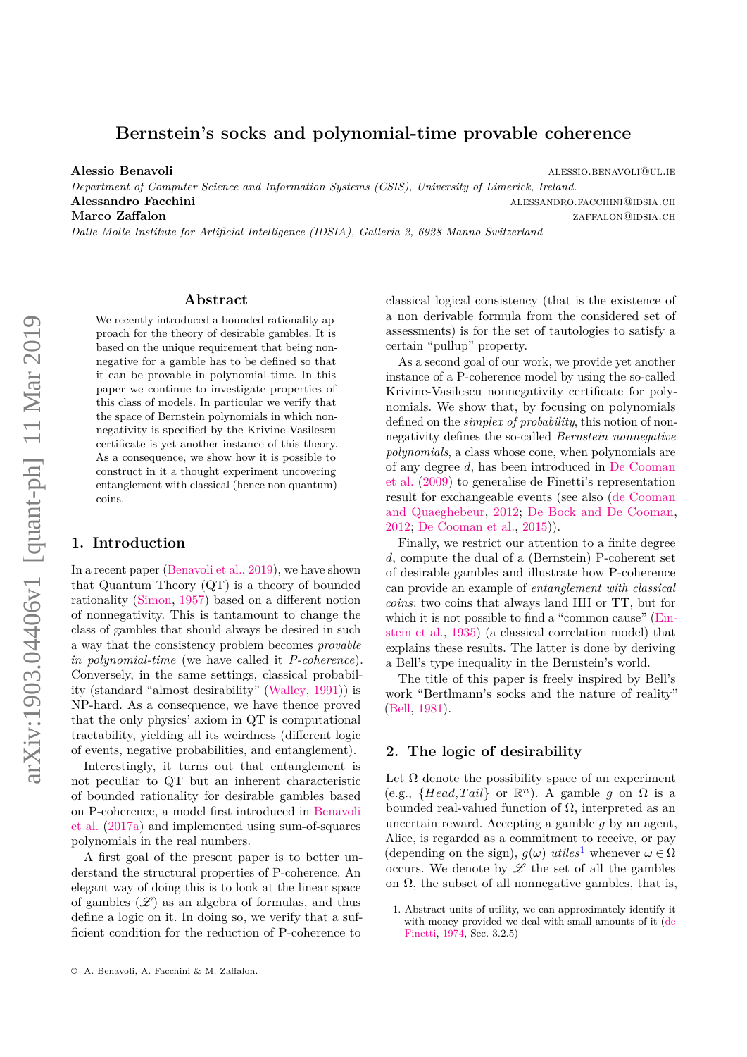# Bernstein's socks and polynomial-time provable coherence

**Alessio Benavoli** ALESSIO.BENAVOLI@UL.IE

*Department of Computer Science and Information Systems (CSIS), University of Limerick, Ireland.*

**Alessandro Facchini** ALESSANDRO.FACCHINI@IDSIA.CH

**Marco Zaffalon** ZAFFALON@IDSIA.CH

*Dalle Molle Institute for Artificial Intelligence (IDSIA), Galleria 2, 6928 Manno Switzerland*

## Abstract

We recently introduced a bounded rationality approach for the theory of desirable gambles. It is based on the unique requirement that being nonnegative for a gamble has to be defined so that it can be provable in polynomial-time. In this paper we continue to investigate properties of this class of models. In particular we verify that the space of Bernstein polynomials in which nonnegativity is specified by the Krivine-Vasilescu certificate is yet another instance of this theory. As a consequence, we show how it is possible to construct in it a thought experiment uncovering entanglement with classical (hence non quantum) coins.

## 1. Introduction

In a recent paper (Benavoli et al., 2019), we have shown that Quantum Theory (QT) is a theory of bounded rationality (Simon, 1957) based on a different notion of nonnegativity. This is tantamount to change the class of gambles that should always be desired in such a way that the consistency problem becomes *provable in polynomial-time* (we have called it *P-coherence*). Conversely, in the same settings, classical probability (standard "almost desirability" (Walley, 1991)) is NP-hard. As a consequence, we have thence proved that the only physics' axiom in QT is computational tractability, yielding all its weirdness (different logic of events, negative probabilities, and entanglement).

Interestingly, it turns out that entanglement is not peculiar to QT but an inherent characteristic of bounded rationality for desirable gambles based on P-coherence, a model first introduced in Benavoli et al. (2017a) and implemented using sum-of-squares polynomials in the real numbers.

A first goal of the present paper is to better understand the structural properties of P-coherence. An elegant way of doing this is to look at the linear space of gambles ($\mathscr{L}$) as an algebra of formulas, and thus define a logic on it. In doing so, we verify that a sufficient condition for the reduction of P-coherence to classical logical consistency (that is the existence of a non derivable formula from the considered set of assessments) is for the set of tautologies to satisfy a certain "pullup" property.

As a second goal of our work, we provide yet another instance of a P-coherence model by using the so-called Krivine-Vasilescu nonnegativity certificate for polynomials. We show that, by focusing on polynomials defined on the *simplex of probability*, this notion of nonnegativity defines the so-called *Bernstein nonnegative polynomials*, a class whose cone, when polynomials are of any degree $d$, has been introduced in De Cooman et al. (2009) to generalise de Finetti's representation result for exchangeable events (see also (de Cooman and Quaeghebeur, 2012; De Bock and De Cooman, 2012; De Cooman et al., 2015)).

Finally, we restrict our attention to a finite degree $d$, compute the dual of a (Bernstein) P-coherent set of desirable gambles and illustrate how P-coherence can provide an example of *entanglement with classical coins*: two coins that always land HH or TT, but for which it is not possible to find a "common cause" (Einstein et al., 1935) (a classical correlation model) that explains these results. The latter is done by deriving a Bell's type inequality in the Bernstein's world.

The title of this paper is freely inspired by Bell's work "Bertlmann's socks and the nature of reality" (Bell, 1981).

## 2. The logic of desirability

Let $\Omega$ denote the possibility space of an experiment (e.g., $\{Head, Tail\}$ or $\mathbb{R}^n$). A gamble $g$ on $\Omega$ is a bounded real-valued function of $\Omega$, interpreted as an uncertain reward. Accepting a gamble $g$ by an agent, Alice, is regarded as a commitment to receive, or pay (depending on the sign), $g(\omega)$ *utiles*[1] whenever $\omega \in \Omega$ occurs. We denote by $\mathscr{L}$ the set of all the gambles on $\Omega$, the subset of all nonnegative gambles, that is,

1. Abstract units of utility, we can approximately identify it with money provided we deal with small amounts of it (de Finetti, 1974, Sec. 3.2.5)

© A. Benavoli, A. Facchini & M. Zaffalon.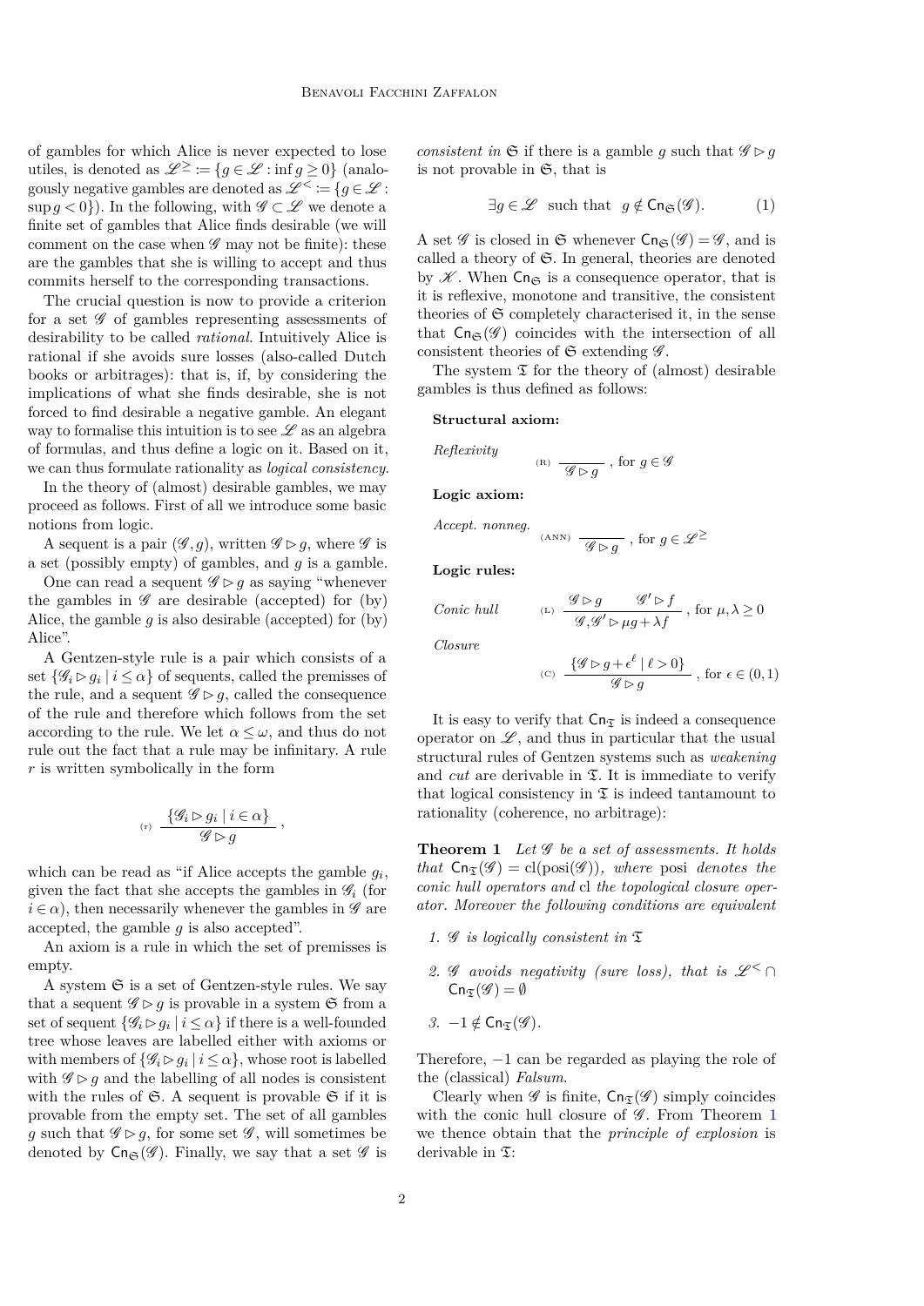of gambles for which Alice is never expected to lose utiles, is denoted as $\mathscr{L}^{\geq} := \{g \in \mathscr{L} : \inf g \geq 0\}$ (analogously negative gambles are denoted as $\mathscr{L}^{<} := \{g \in \mathscr{L} : \sup g < 0\}$). In the following, with $\mathscr{G} \subset \mathscr{L}$ we denote a finite set of gambles that Alice finds desirable (we will comment on the case when $\mathscr{G}$ may not be finite): these are the gambles that she is willing to accept and thus commits herself to the corresponding transactions.

The crucial question is now to provide a criterion for a set $\mathscr{G}$ of gambles representing assessments of desirability to be called *rational*. Intuitively Alice is rational if she avoids sure losses (also-called Dutch books or arbitrages): that is, if, by considering the implications of what she finds desirable, she is not forced to find desirable a negative gamble. An elegant way to formalise this intuition is to see $\mathscr{L}$ as an algebra of formulas, and thus define a logic on it. Based on it, we can thus formulate rationality as *logical consistency*.

In the theory of (almost) desirable gambles, we may proceed as follows. First of all we introduce some basic notions from logic.

A sequent is a pair $(\mathscr{G}, g)$, written $\mathscr{G} \rhd g$, where $\mathscr{G}$ is a set (possibly empty) of gambles, and $g$ is a gamble.

One can read a sequent $\mathscr{G} \rhd g$ as saying "whenever the gambles in $\mathscr{G}$ are desirable (accepted) for (by) Alice, the gamble $g$ is also desirable (accepted) for (by) Alice".

A Gentzen-style rule is a pair which consists of a set $\{\mathscr{G}_i \rhd g_i \mid i \leq \alpha\}$ of sequents, called the premisses of the rule, and a sequent $\mathscr{G} \rhd g$, called the consequence of the rule and therefore which follows from the set according to the rule. We let $\alpha \leq \omega$, and thus do not rule out the fact that a rule may be infinitary. A rule $r$ is written symbolically in the form

$$\text{(r)} \quad \frac{\{\mathscr{G}_i \rhd g_i \mid i \in \alpha\}}{\mathscr{G} \rhd g},$$

which can be read as "if Alice accepts the gamble $g_i$, given the fact that she accepts the gambles in $\mathscr{G}_i$ (for $i \in \alpha$), then necessarily whenever the gambles in $\mathscr{G}$ are accepted, the gamble $g$ is also accepted".

An axiom is a rule in which the set of premisses is empty.

A system $\mathfrak{S}$ is a set of Gentzen-style rules. We say that a sequent $\mathscr{G} \rhd g$ is provable in a system $\mathfrak{S}$ from a set of sequent $\{\mathscr{G}_i \rhd g_i \mid i \leq \alpha\}$ if there is a well-founded tree whose leaves are labelled either with axioms or with members of $\{\mathscr{G}_i \rhd g_i \mid i \leq \alpha\}$, whose root is labelled with $\mathscr{G} \rhd g$ and the labelling of all nodes is consistent with the rules of $\mathfrak{S}$. A sequent is provable $\mathfrak{S}$ if it is provable from the empty set. The set of all gambles $g$ such that $\mathscr{G} \rhd g$, for some set $\mathscr{G}$, will sometimes be denoted by $\mathsf{Cn}_{\mathfrak{S}}(\mathscr{G})$. Finally, we say that a set $\mathscr{G}$ is *consistent in* $\mathfrak{S}$ if there is a gamble $g$ such that $\mathscr{G} \rhd g$ is not provable in $\mathfrak{S}$, that is

$$\exists g \in \mathscr{L} \;\text{ such that }\; g \notin \mathsf{Cn}_{\mathfrak{S}}(\mathscr{G}). \tag{1}$$

A set $\mathscr{G}$ is closed in $\mathfrak{S}$ whenever $\mathsf{Cn}_{\mathfrak{S}}(\mathscr{G}) = \mathscr{G}$, and is called a theory of $\mathfrak{S}$. In general, theories are denoted by $\mathscr{K}$. When $\mathsf{Cn}_{\mathfrak{S}}$ is a consequence operator, that is it is reflexive, monotone and transitive, the consistent theories of $\mathfrak{S}$ completely characterised it, in the sense that $\mathsf{Cn}_{\mathfrak{S}}(\mathscr{G})$ coincides with the intersection of all consistent theories of $\mathfrak{S}$ extending $\mathscr{G}$.

The system $\mathfrak{T}$ for the theory of (almost) desirable gambles is thus defined as follows:

**Structural axiom:**

*Reflexivity*
$$\text{(R)} \quad \frac{}{\mathscr{G} \rhd g}, \text{ for } g \in \mathscr{G}$$

**Logic axiom:**

*Accept. nonneg.*
$$\text{(ANN)} \quad \frac{}{\mathscr{G} \rhd g}, \text{ for } g \in \mathscr{L}^{\geq}$$

**Logic rules:**

*Conic hull*
$$\text{(L)} \quad \frac{\mathscr{G} \rhd g \qquad \mathscr{G}' \rhd f}{\mathscr{G}, \mathscr{G}' \rhd \mu g + \lambda f}, \text{ for } \mu, \lambda \geq 0$$

*Closure*
$$\text{(C)} \quad \frac{\{\mathscr{G} \rhd g + \epsilon^{\ell} \mid \ell > 0\}}{\mathscr{G} \rhd g}, \text{ for } \epsilon \in (0,1)$$

It is easy to verify that $\mathsf{Cn}_{\mathfrak{T}}$ is indeed a consequence operator on $\mathscr{L}$, and thus in particular that the usual structural rules of Gentzen systems such as *weakening* and *cut* are derivable in $\mathfrak{T}$. It is immediate to verify that logical consistency in $\mathfrak{T}$ is indeed tantamount to rationality (coherence, no arbitrage):

**Theorem 1** *Let $\mathscr{G}$ be a set of assessments. It holds that $\mathsf{Cn}_{\mathfrak{T}}(\mathscr{G}) = \mathrm{cl}(\mathrm{posi}(\mathscr{G}))$, where* posi *denotes the conic hull operators and* cl *the topological closure operator. Moreover the following conditions are equivalent*

1. *$\mathscr{G}$ is logically consistent in $\mathfrak{T}$*
2. *$\mathscr{G}$ avoids negativity (sure loss), that is $\mathscr{L}^{<} \cap \mathsf{Cn}_{\mathfrak{T}}(\mathscr{G}) = \emptyset$*
3. *$-1 \notin \mathsf{Cn}_{\mathfrak{T}}(\mathscr{G})$.*

Therefore, $-1$ can be regarded as playing the role of the (classical) *Falsum*.

Clearly when $\mathscr{G}$ is finite, $\mathsf{Cn}_{\mathfrak{T}}(\mathscr{G})$ simply coincides with the conic hull closure of $\mathscr{G}$. From Theorem 1 we thence obtain that the *principle of explosion* is derivable in $\mathfrak{T}$: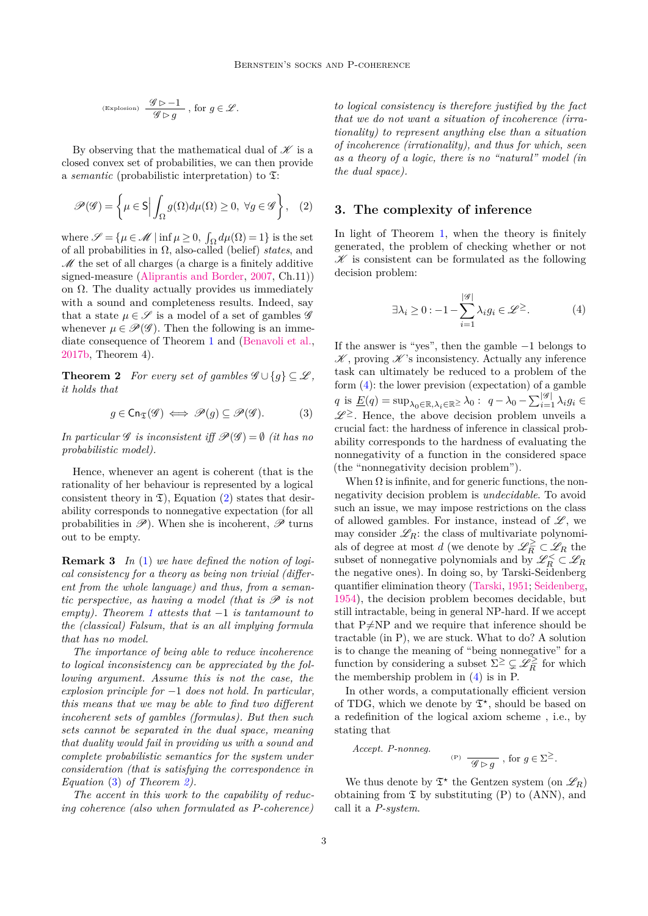$$\text{(Explosion)} \quad \frac{\mathscr{G} \triangleright -1}{\mathscr{G} \triangleright g}, \text{ for } g \in \mathscr{L}.$$

By observing that the mathematical dual of $\mathscr{K}$ is a closed convex set of probabilities, we can then provide a *semantic* (probabilistic interpretation) to $\mathfrak{T}$:

$$\mathscr{P}(\mathscr{G}) = \left\{ \mu \in \mathsf{S} \Big| \int_{\Omega} g(\Omega) d\mu(\Omega) \geq 0, \ \forall g \in \mathscr{G} \right\}, \quad (2)$$

where $\mathscr{S} = \{\mu \in \mathscr{M} \mid \inf \mu \geq 0, \int_{\Omega} d\mu(\Omega) = 1\}$ is the set of all probabilities in $\Omega$, also-called (belief) *states*, and $\mathscr{M}$ the set of all charges (a charge is a finitely additive signed-measure (Aliprantis and Border, 2007, Ch.11)) on $\Omega$. The duality actually provides us immediately with a sound and completeness results. Indeed, say that a state $\mu \in \mathscr{S}$ is a model of a set of gambles $\mathscr{G}$ whenever $\mu \in \mathscr{P}(\mathscr{G})$. Then the following is an immediate consequence of Theorem 1 and (Benavoli et al., 2017b, Theorem 4).

**Theorem 2** *For every set of gambles $\mathscr{G} \cup \{g\} \subseteq \mathscr{L}$, it holds that*

$$g \in \mathsf{Cn}_{\mathfrak{T}}(\mathscr{G}) \iff \mathscr{P}(g) \subseteq \mathscr{P}(\mathscr{G}). \quad (3)$$

*In particular $\mathscr{G}$ is inconsistent iff $\mathscr{P}(\mathscr{G}) = \emptyset$ (it has no probabilistic model).*

Hence, whenever an agent is coherent (that is the rationality of her behaviour is represented by a logical consistent theory in $\mathfrak{T}$), Equation (2) states that desirability corresponds to nonnegative expectation (for all probabilities in $\mathscr{P}$). When she is incoherent, $\mathscr{P}$ turns out to be empty.

**Remark 3** *In (1) we have defined the notion of logical consistency for a theory as being non trivial (different from the whole language) and thus, from a semantic perspective, as having a model (that is $\mathscr{P}$ is not empty). Theorem 1 attests that $-1$ is tantamount to the (classical) Falsum, that is an all implying formula that has no model.*

*The importance of being able to reduce incoherence to logical inconsistency can be appreciated by the following argument. Assume this is not the case, the explosion principle for $-1$ does not hold. In particular, this means that we may be able to find two different incoherent sets of gambles (formulas). But then such sets cannot be separated in the dual space, meaning that duality would fail in providing us with a sound and complete probabilistic semantics for the system under consideration (that is satisfying the correspondence in Equation (3) of Theorem 2).*

*The accent in this work to the capability of reducing coherence (also when formulated as P-coherence) to logical consistency is therefore justified by the fact that we do not want a situation of incoherence (irrationality) to represent anything else than a situation of incoherence (irrationality), and thus for which, seen as a theory of a logic, there is no "natural" model (in the dual space).*

## 3. The complexity of inference

In light of Theorem 1, when the theory is finitely generated, the problem of checking whether or not $\mathscr{K}$ is consistent can be formulated as the following decision problem:

$$\exists \lambda_i \geq 0 : -1 - \sum_{i=1}^{|\mathscr{G}|} \lambda_i g_i \in \mathscr{L}^{\geq}. \quad (4)$$

If the answer is "yes", then the gamble $-1$ belongs to $\mathscr{K}$, proving $\mathscr{K}$'s inconsistency. Actually any inference task can ultimately be reduced to a problem of the form (4): the lower prevision (expectation) of a gamble $q$ is $\underline{E}(q) = \sup_{\lambda_0 \in \mathbb{R}, \lambda_i \in \mathbb{R}^{\geq}} \lambda_0 : \ q - \lambda_0 - \sum_{i=1}^{|\mathscr{G}|} \lambda_i g_i \in \mathscr{L}^{\geq}$. Hence, the above decision problem unveils a crucial fact: the hardness of inference in classical probability corresponds to the hardness of evaluating the nonnegativity of a function in the considered space (the "nonnegativity decision problem").

When $\Omega$ is infinite, and for generic functions, the nonnegativity decision problem is *undecidable*. To avoid such an issue, we may impose restrictions on the class of allowed gambles. For instance, instead of $\mathscr{L}$, we may consider $\mathscr{L}_R$: the class of multivariate polynomials of degree at most $d$ (we denote by $\mathscr{L}_R^{\geq} \subset \mathscr{L}_R$ the subset of nonnegative polynomials and by $\mathscr{L}_R^{<} \subset \mathscr{L}_R$ the negative ones). In doing so, by Tarski-Seidenberg quantifier elimination theory (Tarski, 1951; Seidenberg, 1954), the decision problem becomes decidable, but still intractable, being in general NP-hard. If we accept that P≠NP and we require that inference should be tractable (in P), we are stuck. What to do? A solution is to change the meaning of "being nonnegative" for a function by considering a subset $\Sigma^{\geq} \subsetneq \mathscr{L}_R^{\geq}$ for which the membership problem in (4) is in P.

In other words, a computationally efficient version of TDG, which we denote by $\mathfrak{T}^{\star}$, should be based on a redefinition of the logical axiom scheme , i.e., by stating that

Accept. P-nonneg.

$$\text{(P)} \quad \frac{}{\mathscr{G} \triangleright g}, \text{ for } g \in \Sigma^{\geq}.$$

We thus denote by $\mathfrak{T}^{\star}$ the Gentzen system (on $\mathscr{L}_R$) obtaining from $\mathfrak{T}$ by substituting (P) to (ANN), and call it a *P-system*.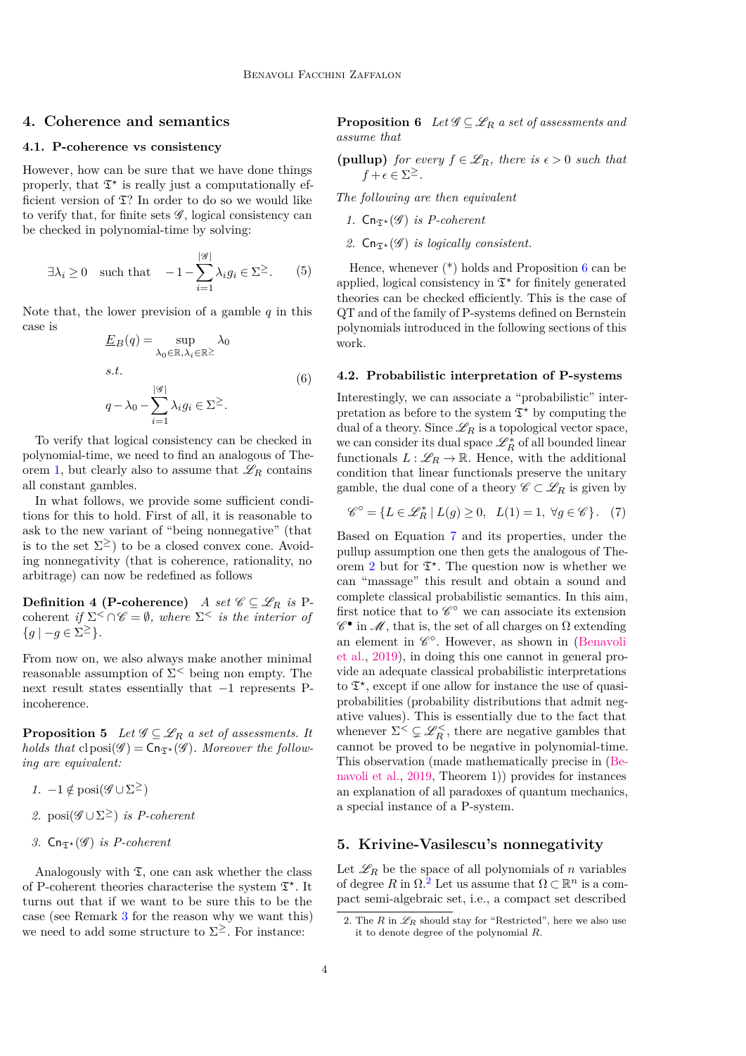## 4. Coherence and semantics

### 4.1. P-coherence vs consistency

However, how can be sure that we have done things properly, that $\mathfrak{T}^\star$ is really just a computationally efficient version of $\mathfrak{T}$? In order to do so we would like to verify that, for finite sets $\mathscr{G}$, logical consistency can be checked in polynomial-time by solving:

$$\exists \lambda_i \geq 0 \quad \text{such that} \quad -1 - \sum_{i=1}^{|\mathscr{G}|} \lambda_i g_i \in \Sigma^{\geq}. \tag{5}$$

Note that, the lower prevision of a gamble $q$ in this case is

$$\begin{aligned}
\underline{E}_B(q) = & \sup_{\lambda_0 \in \mathbb{R}, \lambda_i \in \mathbb{R}^{\geq}} \lambda_0 \\
& s.t. \\
& q - \lambda_0 - \sum_{i=1}^{|\mathscr{G}|} \lambda_i g_i \in \Sigma^{\geq}.
\end{aligned} \tag{6}$$

To verify that logical consistency can be checked in polynomial-time, we need to find an analogous of Theorem 1, but clearly also to assume that $\mathscr{L}_R$ contains all constant gambles.

In what follows, we provide some sufficient conditions for this to hold. First of all, it is reasonable to ask to the new variant of "being nonnegative" (that is to the set $\Sigma^{\geq}$) to be a closed convex cone. Avoiding nonnegativity (that is coherence, rationality, no arbitrage) can now be redefined as follows

**Definition 4 (P-coherence)** *A set $\mathscr{C} \subseteq \mathscr{L}_R$ is* P-coherent *if $\Sigma^{<} \cap \mathscr{C} = \emptyset$, where $\Sigma^{<}$ is the interior of $\{g \mid -g \in \Sigma^{\geq}\}$.*

From now on, we also always make another minimal reasonable assumption of $\Sigma^{<}$ being non empty. The next result states essentially that $-1$ represents P-incoherence.

**Proposition 5** *Let $\mathscr{G} \subseteq \mathscr{L}_R$ a set of assessments. It holds that $\mathrm{cl}\,\mathrm{posi}(\mathscr{G}) = \mathsf{Cn}_{\mathfrak{T}^\star}(\mathscr{G})$. Moreover the following are equivalent:*

1. *$-1 \notin \mathrm{posi}(\mathscr{G} \cup \Sigma^{\geq})$*
2. *$\mathrm{posi}(\mathscr{G} \cup \Sigma^{\geq})$ is P-coherent*
3. *$\mathsf{Cn}_{\mathfrak{T}^\star}(\mathscr{G})$ is P-coherent*

Analogously with $\mathfrak{T}$, one can ask whether the class of P-coherent theories characterise the system $\mathfrak{T}^\star$. It turns out that if we want to be sure this to be the case (see Remark 3 for the reason why we want this) we need to add some structure to $\Sigma^{\geq}$. For instance:

**Proposition 6** *Let $\mathscr{G} \subseteq \mathscr{L}_R$ a set of assessments and assume that*

**(pullup)** *for every $f \in \mathscr{L}_R$, there is $\epsilon > 0$ such that $f + \epsilon \in \Sigma^{\geq}$.*

*The following are then equivalent*

1. *$\mathsf{Cn}_{\mathfrak{T}^\star}(\mathscr{G})$ is P-coherent*
2. *$\mathsf{Cn}_{\mathfrak{T}^\star}(\mathscr{G})$ is logically consistent.*

Hence, whenever (*) holds and Proposition 6 can be applied, logical consistency in $\mathfrak{T}^\star$ for finitely generated theories can be checked efficiently. This is the case of QT and of the family of P-systems defined on Bernstein polynomials introduced in the following sections of this work.

### 4.2. Probabilistic interpretation of P-systems

Interestingly, we can associate a "probabilistic" interpretation as before to the system $\mathfrak{T}^\star$ by computing the dual of a theory. Since $\mathscr{L}_R$ is a topological vector space, we can consider its dual space $\mathscr{L}_R^*$ of all bounded linear functionals $L : \mathscr{L}_R \to \mathbb{R}$. Hence, with the additional condition that linear functionals preserve the unitary gamble, the dual cone of a theory $\mathscr{C} \subset \mathscr{L}_R$ is given by

$$\mathscr{C}^\circ = \{L \in \mathscr{L}_R^* \mid L(g) \geq 0, \quad L(1) = 1, \ \forall g \in \mathscr{C}\}. \tag{7}$$

Based on Equation 7 and its properties, under the pullup assumption one then gets the analogous of Theorem 2 but for $\mathfrak{T}^\star$. The question now is whether we can "massage" this result and obtain a sound and complete classical probabilistic semantics. In this aim, first notice that to $\mathscr{C}^\circ$ we can associate its extension $\mathscr{C}^\bullet$ in $\mathscr{M}$, that is, the set of all charges on $\Omega$ extending an element in $\mathscr{C}^\circ$. However, as shown in (Benavoli et al., 2019), in doing this one cannot in general provide an adequate classical probabilistic interpretations to $\mathfrak{T}^\star$, except if one allow for instance the use of quasi-probabilities (probability distributions that admit negative values). This is essentially due to the fact that whenever $\Sigma^{<} \subsetneq \mathscr{L}_R^{<}$, there are negative gambles that cannot be proved to be negative in polynomial-time. This observation (made mathematically precise in (Benavoli et al., 2019, Theorem 1)) provides for instances an explanation of all paradoxes of quantum mechanics, a special instance of a P-system.

## 5. Krivine-Vasilescu's nonnegativity

Let $\mathscr{L}_R$ be the space of all polynomials of $n$ variables of degree $R$ in $\Omega$.[2] Let us assume that $\Omega \subset \mathbb{R}^n$ is a compact semi-algebraic set, i.e., a compact set described

2. The $R$ in $\mathscr{L}_R$ should stay for "Restricted", here we also use it to denote degree of the polynomial $R$.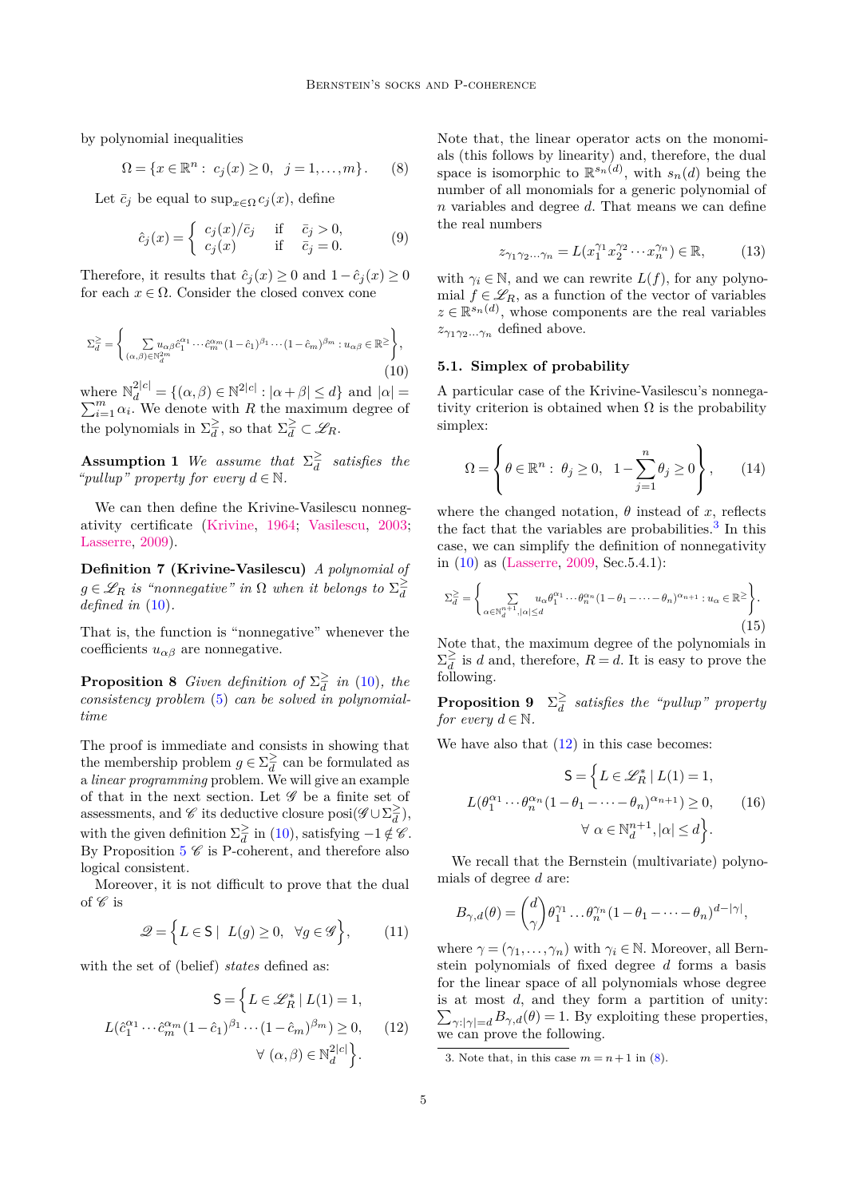by polynomial inequalities

$$\Omega = \{x \in \mathbb{R}^n : \ c_j(x) \geq 0, \ \ j = 1, \ldots, m\}. \qquad (8)$$

Let $\bar{c}_j$ be equal to $\sup_{x \in \Omega} c_j(x)$, define

$$\hat{c}_j(x) = \begin{cases} c_j(x)/\bar{c}_j & \text{if} \quad \bar{c}_j > 0, \\ c_j(x) & \text{if} \quad \bar{c}_j = 0. \end{cases} \qquad (9)$$

Therefore, it results that $\hat{c}_j(x) \geq 0$ and $1 - \hat{c}_j(x) \geq 0$ for each $x \in \Omega$. Consider the closed convex cone

$$\Sigma_d^{\geq} = \left\{ \sum_{(\alpha,\beta) \in \mathbb{N}_d^{2m}} u_{\alpha\beta} \hat{c}_1^{\alpha_1} \cdots \hat{c}_m^{\alpha_m} (1 - \hat{c}_1)^{\beta_1} \cdots (1 - \hat{c}_m)^{\beta_m} : u_{\alpha\beta} \in \mathbb{R}^{\geq} \right\}, \qquad (10)$$

where $\mathbb{N}_d^{2|c|} = \{(\alpha, \beta) \in \mathbb{N}^{2|c|} : |\alpha + \beta| \leq d\}$ and $|\alpha| = \sum_{i=1}^m \alpha_i$. We denote with $R$ the maximum degree of the polynomials in $\Sigma_d^{\geq}$, so that $\Sigma_d^{\geq} \subset \mathscr{L}_R$.

**Assumption 1** *We assume that* $\Sigma_d^{\geq}$ *satisfies the "pullup" property for every* $d \in \mathbb{N}$.

We can then define the Krivine-Vasilescu nonnegativity certificate (Krivine, 1964; Vasilescu, 2003; Lasserre, 2009).

**Definition 7 (Krivine-Vasilescu)** *A polynomial of* $g \in \mathscr{L}_R$ *is "nonnegative" in* $\Omega$ *when it belongs to* $\Sigma_d^{\geq}$ *defined in* (10).

That is, the function is "nonnegative" whenever the coefficients $u_{\alpha\beta}$ are nonnegative.

**Proposition 8** *Given definition of* $\Sigma_d^{\geq}$ *in* (10)*, the consistency problem* (5) *can be solved in polynomial-time*

The proof is immediate and consists in showing that the membership problem $g \in \Sigma_d^{\geq}$ can be formulated as a *linear programming* problem. We will give an example of that in the next section. Let $\mathscr{G}$ be a finite set of assessments, and $\mathscr{C}$ its deductive closure $\text{posi}(\mathscr{G} \cup \Sigma_d^{\geq})$, with the given definition $\Sigma_d^{\geq}$ in (10), satisfying $-1 \notin \mathscr{C}$. By Proposition 5 $\mathscr{C}$ is P-coherent, and therefore also logical consistent.

Moreover, it is not difficult to prove that the dual of $\mathscr{C}$ is

$$\mathscr{Q} = \left\{ L \in \mathsf{S} \mid \ L(g) \geq 0, \ \ \forall g \in \mathscr{G} \right\}, \qquad (11)$$

with the set of (belief) *states* defined as:

$$\begin{aligned} \mathsf{S} = \Big\{ & L \in \mathscr{L}_R^* \mid L(1) = 1, \\ & L(\hat{c}_1^{\alpha_1} \cdots \hat{c}_m^{\alpha_m} (1 - \hat{c}_1)^{\beta_1} \cdots (1 - \hat{c}_m)^{\beta_m}) \geq 0, \\ & \forall \ (\alpha, \beta) \in \mathbb{N}_d^{2|c|} \Big\}. \end{aligned} \qquad (12)$$

Note that, the linear operator acts on the monomials (this follows by linearity) and, therefore, the dual space is isomorphic to $\mathbb{R}^{s_n(d)}$, with $s_n(d)$ being the number of all monomials for a generic polynomial of $n$ variables and degree $d$. That means we can define the real numbers

$$z_{\gamma_1 \gamma_2 \ldots \gamma_n} = L(x_1^{\gamma_1} x_2^{\gamma_2} \cdots x_n^{\gamma_n}) \in \mathbb{R}, \qquad (13)$$

with $\gamma_i \in \mathbb{N}$, and we can rewrite $L(f)$, for any polynomial $f \in \mathscr{L}_R$, as a function of the vector of variables $z \in \mathbb{R}^{s_n(d)}$, whose components are the real variables $z_{\gamma_1 \gamma_2 \ldots \gamma_n}$ defined above.

### 5.1. Simplex of probability

A particular case of the Krivine-Vasilescu's nonnegativity criterion is obtained when $\Omega$ is the probability simplex:

$$\Omega = \left\{ \theta \in \mathbb{R}^n : \ \theta_j \geq 0, \ \ 1 - \sum_{j=1}^n \theta_j \geq 0 \right\}, \qquad (14)$$

where the changed notation, $\theta$ instead of $x$, reflects the fact that the variables are probabilities.[3] In this case, we can simplify the definition of nonnegativity in (10) as (Lasserre, 2009, Sec.5.4.1):

$$\Sigma_d^{\geq} = \left\{ \sum_{\alpha \in \mathbb{N}_d^{n+1}, |\alpha| \leq d} u_\alpha \theta_1^{\alpha_1} \cdots \theta_n^{\alpha_n} (1 - \theta_1 - \cdots - \theta_n)^{\alpha_{n+1}} : u_\alpha \in \mathbb{R}^{\geq} \right\}. \qquad (15)$$

Note that, the maximum degree of the polynomials in $\Sigma_d^{\geq}$ is $d$ and, therefore, $R = d$. It is easy to prove the following.

**Proposition 9** $\Sigma_d^{\geq}$ *satisfies the "pullup" property for every* $d \in \mathbb{N}$.

We have also that (12) in this case becomes:

$$\begin{aligned} \mathsf{S} = \Big\{ & L \in \mathscr{L}_R^* \mid L(1) = 1, \\ & L(\theta_1^{\alpha_1} \cdots \theta_n^{\alpha_n} (1 - \theta_1 - \cdots - \theta_n)^{\alpha_{n+1}}) \geq 0, \\ & \forall \ \alpha \in \mathbb{N}_d^{n+1}, |\alpha| \leq d \Big\}. \end{aligned} \qquad (16)$$

We recall that the Bernstein (multivariate) polynomials of degree $d$ are:

$$B_{\gamma,d}(\theta) = \binom{d}{\gamma} \theta_1^{\gamma_1} \ldots \theta_n^{\gamma_n} (1 - \theta_1 - \cdots - \theta_n)^{d - |\gamma|},$$

where $\gamma = (\gamma_1, \ldots, \gamma_n)$ with $\gamma_i \in \mathbb{N}$. Moreover, all Bernstein polynomials of fixed degree $d$ forms a basis for the linear space of all polynomials whose degree is at most $d$, and they form a partition of unity: $\sum_{\gamma : |\gamma| = d} B_{\gamma,d}(\theta) = 1$. By exploiting these properties, we can prove the following.

---

3. Note that, in this case $m = n + 1$ in (8).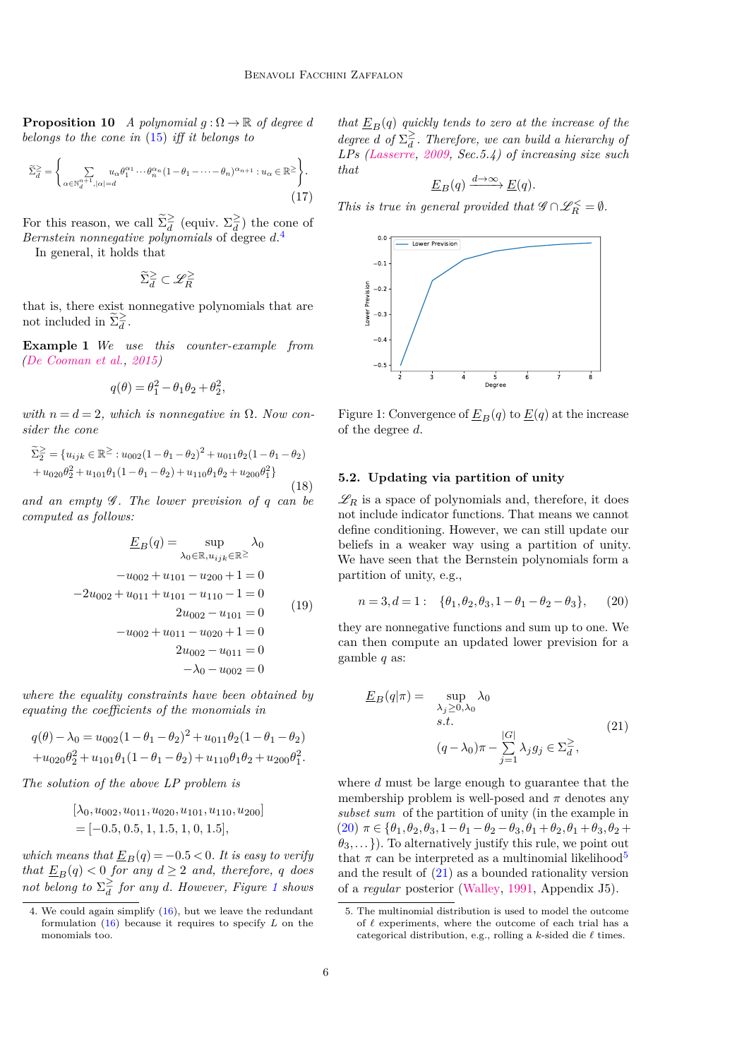**Proposition 10** *A polynomial $g : \Omega \to \mathbb{R}$ of degree $d$ belongs to the cone in (15) iff it belongs to*

$$\widetilde{\Sigma}^{\geq}_{d} = \left\{ \sum_{\alpha \in \mathbb{N}^{n+1}_{d}, |\alpha|=d} u_\alpha \theta_1^{\alpha_1} \cdots \theta_n^{\alpha_n} (1-\theta_1-\cdots-\theta_n)^{\alpha_{n+1}} : u_\alpha \in \mathbb{R}^{\geq} \right\}. \tag{17}$$

For this reason, we call $\widetilde{\Sigma}^{\geq}_{d}$ (equiv. $\Sigma^{\geq}_{d}$) the cone of *Bernstein nonnegative polynomials* of degree $d$.[4]

In general, it holds that

$$\widetilde{\Sigma}^{\geq}_{d} \subset \mathscr{L}^{\geq}_{R}$$

that is, there exist nonnegative polynomials that are not included in $\widetilde{\Sigma}^{\geq}_{d}$.

**Example 1** *We use this counter-example from (De Cooman et al., 2015)*

$$q(\theta) = \theta_1^2 - \theta_1\theta_2 + \theta_2^2,$$

*with $n = d = 2$, which is nonnegative in $\Omega$. Now consider the cone*

$$\begin{aligned}\widetilde{\Sigma}^{\geq}_{2} = \{u_{ijk} \in \mathbb{R}^{\geq} : \; & u_{002}(1-\theta_1-\theta_2)^2 + u_{011}\theta_2(1-\theta_1-\theta_2) \\ & + u_{020}\theta_2^2 + u_{101}\theta_1(1-\theta_1-\theta_2) + u_{110}\theta_1\theta_2 + u_{200}\theta_1^2\}\end{aligned} \tag{18}$$

*and an empty $\mathscr{G}$. The lower prevision of $q$ can be computed as follows:*

$$\begin{aligned}\underline{E}_B(q) = \sup_{\lambda_0 \in \mathbb{R}, u_{ijk} \in \mathbb{R}^{\geq}} & \lambda_0 \\ -u_{002} + u_{101} - u_{200} + 1 &= 0 \\ -2u_{002} + u_{011} + u_{101} - u_{110} - 1 &= 0 \\ 2u_{002} - u_{101} &= 0 \\ -u_{002} + u_{011} - u_{020} + 1 &= 0 \\ 2u_{002} - u_{011} &= 0 \\ -\lambda_0 - u_{002} &= 0\end{aligned} \tag{19}$$

*where the equality constraints have been obtained by equating the coefficients of the monomials in*

$$\begin{aligned}q(\theta) - \lambda_0 = \; & u_{002}(1-\theta_1-\theta_2)^2 + u_{011}\theta_2(1-\theta_1-\theta_2) \\ & + u_{020}\theta_2^2 + u_{101}\theta_1(1-\theta_1-\theta_2) + u_{110}\theta_1\theta_2 + u_{200}\theta_1^2.\end{aligned}$$

*The solution of the above LP problem is*

$$\begin{aligned}&[\lambda_0, u_{002}, u_{011}, u_{020}, u_{101}, u_{110}, u_{200}] \\ &= [-0.5, 0.5, 1, 1.5, 1, 0, 1.5],\end{aligned}$$

*which means that $\underline{E}_B(q) = -0.5 < 0$. It is easy to verify that $\underline{E}_B(q) < 0$ for any $d \geq 2$ and, therefore, $q$ does not belong to $\Sigma^{\geq}_{d}$ for any $d$. However, Figure 1 shows that $\underline{E}_B(q)$ quickly tends to zero at the increase of the degree $d$ of $\Sigma^{\geq}_{d}$. Therefore, we can build a hierarchy of LPs (Lasserre, 2009, Sec.5.4) of increasing size such that*

$$\underline{E}_B(q) \xrightarrow{d \to \infty} \underline{E}(q).$$

*This is true in general provided that $\mathscr{G} \cap \mathscr{L}^{<}_{R} = \emptyset$.*

Figure 1: Convergence of $\underline{E}_B(q)$ to $\underline{E}(q)$ at the increase of the degree $d$.

### 5.2. Updating via partition of unity

$\mathscr{L}_R$ is a space of polynomials and, therefore, it does not include indicator functions. That means we cannot define conditioning. However, we can still update our beliefs in a weaker way using a partition of unity. We have seen that the Bernstein polynomials form a partition of unity, e.g.,

$$n = 3, d = 1: \quad \{\theta_1, \theta_2, \theta_3, 1-\theta_1-\theta_2-\theta_3\}, \tag{20}$$

they are nonnegative functions and sum up to one. We can then compute an updated lower prevision for a gamble $q$ as:

$$\begin{aligned}\underline{E}_B(q|\pi) = \; & \sup_{\lambda_j \geq 0, \lambda_0} \lambda_0 \\ & s.t. \\ & (q-\lambda_0)\pi - \sum_{j=1}^{|G|} \lambda_j g_j \in \Sigma^{\geq}_{d},\end{aligned} \tag{21}$$

where $d$ must be large enough to guarantee that the membership problem is well-posed and $\pi$ denotes any *subset sum* of the partition of unity (in the example in (20) $\pi \in \{\theta_1, \theta_2, \theta_3, 1-\theta_1-\theta_2-\theta_3, \theta_1+\theta_2, \theta_1+\theta_3, \theta_2+\theta_3, \dots\}$). To alternatively justify this rule, we point out that $\pi$ can be interpreted as a multinomial likelihood[5] and the result of (21) as a bounded rationality version of a *regular* posterior (Walley, 1991, Appendix J5).

4. We could again simplify (16), but we leave the redundant formulation (16) because it requires to specify $L$ on the monomials too.

5. The multinomial distribution is used to model the outcome of $\ell$ experiments, where the outcome of each trial has a categorical distribution, e.g., rolling a $k$-sided die $\ell$ times.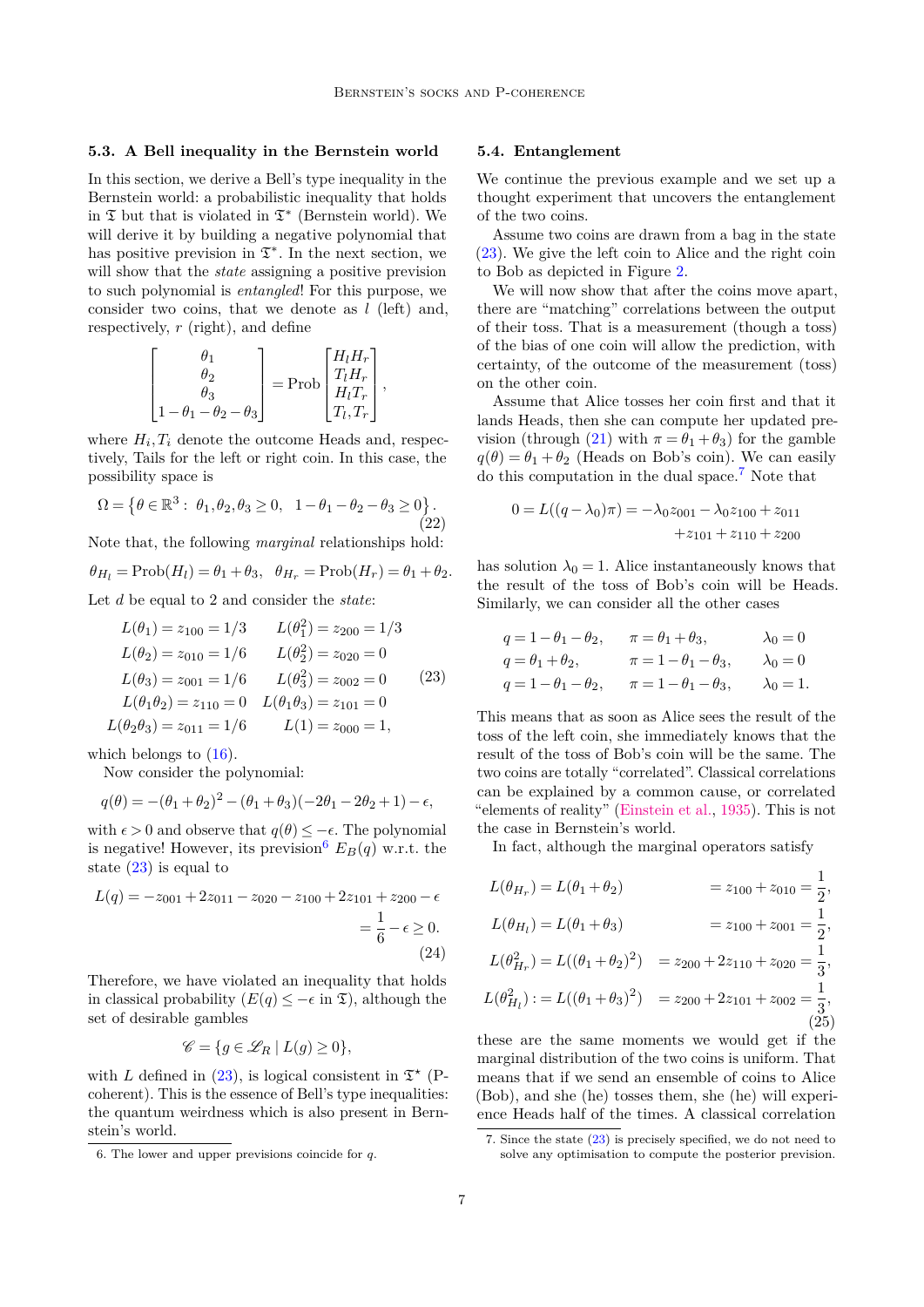### 5.3. A Bell inequality in the Bernstein world

In this section, we derive a Bell's type inequality in the Bernstein world: a probabilistic inequality that holds in $\mathfrak{T}$ but that is violated in $\mathfrak{T}^*$ (Bernstein world). We will derive it by building a negative polynomial that has positive prevision in $\mathfrak{T}^*$. In the next section, we will show that the *state* assigning a positive prevision to such polynomial is *entangled*! For this purpose, we consider two coins, that we denote as $l$ (left) and, respectively, $r$ (right), and define

$$
\begin{bmatrix} \theta_1 \\ \theta_2 \\ \theta_3 \\ 1-\theta_1-\theta_2-\theta_3 \end{bmatrix} = \text{Prob} \begin{bmatrix} H_l H_r \\ T_l H_r \\ H_l T_r \\ T_l, T_r \end{bmatrix},
$$

where $H_i, T_i$ denote the outcome Heads and, respectively, Tails for the left or right coin. In this case, the possibility space is

$$
\Omega = \left\{ \theta \in \mathbb{R}^3 : \ \theta_1, \theta_2, \theta_3 \geq 0, \ \ 1-\theta_1-\theta_2-\theta_3 \geq 0 \right\}. \tag{22}
$$

Note that, the following *marginal* relationships hold:

$$
\theta_{H_l} = \text{Prob}(H_l) = \theta_1 + \theta_3, \quad \theta_{H_r} = \text{Prob}(H_r) = \theta_1 + \theta_2.
$$

Let $d$ be equal to 2 and consider the *state*:

$$
\begin{array}{ll}
L(\theta_1) = z_{100} = 1/3 & L(\theta_1^2) = z_{200} = 1/3 \\
L(\theta_2) = z_{010} = 1/6 & L(\theta_2^2) = z_{020} = 0 \\
L(\theta_3) = z_{001} = 1/6 & L(\theta_3^2) = z_{002} = 0 \\
L(\theta_1\theta_2) = z_{110} = 0 & L(\theta_1\theta_3) = z_{101} = 0 \\
L(\theta_2\theta_3) = z_{011} = 1/6 & L(1) = z_{000} = 1,
\end{array} \tag{23}
$$

which belongs to (16).

Now consider the polynomial:

$$
q(\theta) = -(\theta_1+\theta_2)^2 - (\theta_1+\theta_3)(-2\theta_1-2\theta_2+1) - \epsilon,
$$

with $\epsilon > 0$ and observe that $q(\theta) \leq -\epsilon$. The polynomial is negative! However, its prevision[6] $E_B(q)$ w.r.t. the state (23) is equal to

$$
\begin{aligned}
L(q) = -z_{001} + 2z_{011} - z_{020} - z_{100} + 2z_{101} + z_{200} - \epsilon \\
= \frac{1}{6} - \epsilon \geq 0.
\end{aligned} \tag{24}
$$

Therefore, we have violated an inequality that holds in classical probability ($E(q) \leq -\epsilon$ in $\mathfrak{T}$), although the set of desirable gambles

$$
\mathscr{C} = \{ g \in \mathscr{L}_R \mid L(g) \geq 0 \},
$$

with $L$ defined in (23), is logical consistent in $\mathfrak{T}^\star$ (P-coherent). This is the essence of Bell's type inequalities: the quantum weirdness which is also present in Bernstein's world.

6. The lower and upper previsions coincide for $q$.

### 5.4. Entanglement

We continue the previous example and we set up a thought experiment that uncovers the entanglement of the two coins.

Assume two coins are drawn from a bag in the state (23). We give the left coin to Alice and the right coin to Bob as depicted in Figure 2.

We will now show that after the coins move apart, there are "matching" correlations between the output of their toss. That is a measurement (though a toss) of the bias of one coin will allow the prediction, with certainty, of the outcome of the measurement (toss) on the other coin.

Assume that Alice tosses her coin first and that it lands Heads, then she can compute her updated prevision (through (21) with $\pi = \theta_1 + \theta_3$) for the gamble $q(\theta) = \theta_1 + \theta_2$ (Heads on Bob's coin). We can easily do this computation in the dual space.[7] Note that

$$
\begin{aligned}
0 = L((q-\lambda_0)\pi) = -\lambda_0 z_{001} - \lambda_0 z_{100} + z_{011} \\
+ z_{101} + z_{110} + z_{200}
\end{aligned}
$$

has solution $\lambda_0 = 1$. Alice instantaneously knows that the result of the toss of Bob's coin will be Heads. Similarly, we can consider all the other cases

$$
\begin{array}{lll}
q = 1-\theta_1-\theta_2, & \pi = \theta_1+\theta_3, & \lambda_0 = 0 \\
q = \theta_1+\theta_2, & \pi = 1-\theta_1-\theta_3, & \lambda_0 = 0 \\
q = 1-\theta_1-\theta_2, & \pi = 1-\theta_1-\theta_3, & \lambda_0 = 1.
\end{array}
$$

This means that as soon as Alice sees the result of the toss of the left coin, she immediately knows that the result of the toss of Bob's coin will be the same. The two coins are totally "correlated". Classical correlations can be explained by a common cause, or correlated "elements of reality" (Einstein et al., 1935). This is not the case in Bernstein's world.

In fact, although the marginal operators satisfy

$$
\begin{aligned}
L(\theta_{H_r}) = L(\theta_1+\theta_2) &= z_{100} + z_{010} = \frac{1}{2}, \\
L(\theta_{H_l}) = L(\theta_1+\theta_3) &= z_{100} + z_{001} = \frac{1}{2}, \\
L(\theta_{H_r}^2) = L((\theta_1+\theta_2)^2) &= z_{200} + 2z_{110} + z_{020} = \frac{1}{3}, \\
L(\theta_{H_l}^2) := L((\theta_1+\theta_3)^2) &= z_{200} + 2z_{101} + z_{002} = \frac{1}{3},
\end{aligned} \tag{25}
$$

these are the same moments we would get if the marginal distribution of the two coins is uniform. That means that if we send an ensemble of coins to Alice (Bob), and she (he) tosses them, she (he) will experience Heads half of the times. A classical correlation

7. Since the state (23) is precisely specified, we do not need to solve any optimisation to compute the posterior prevision.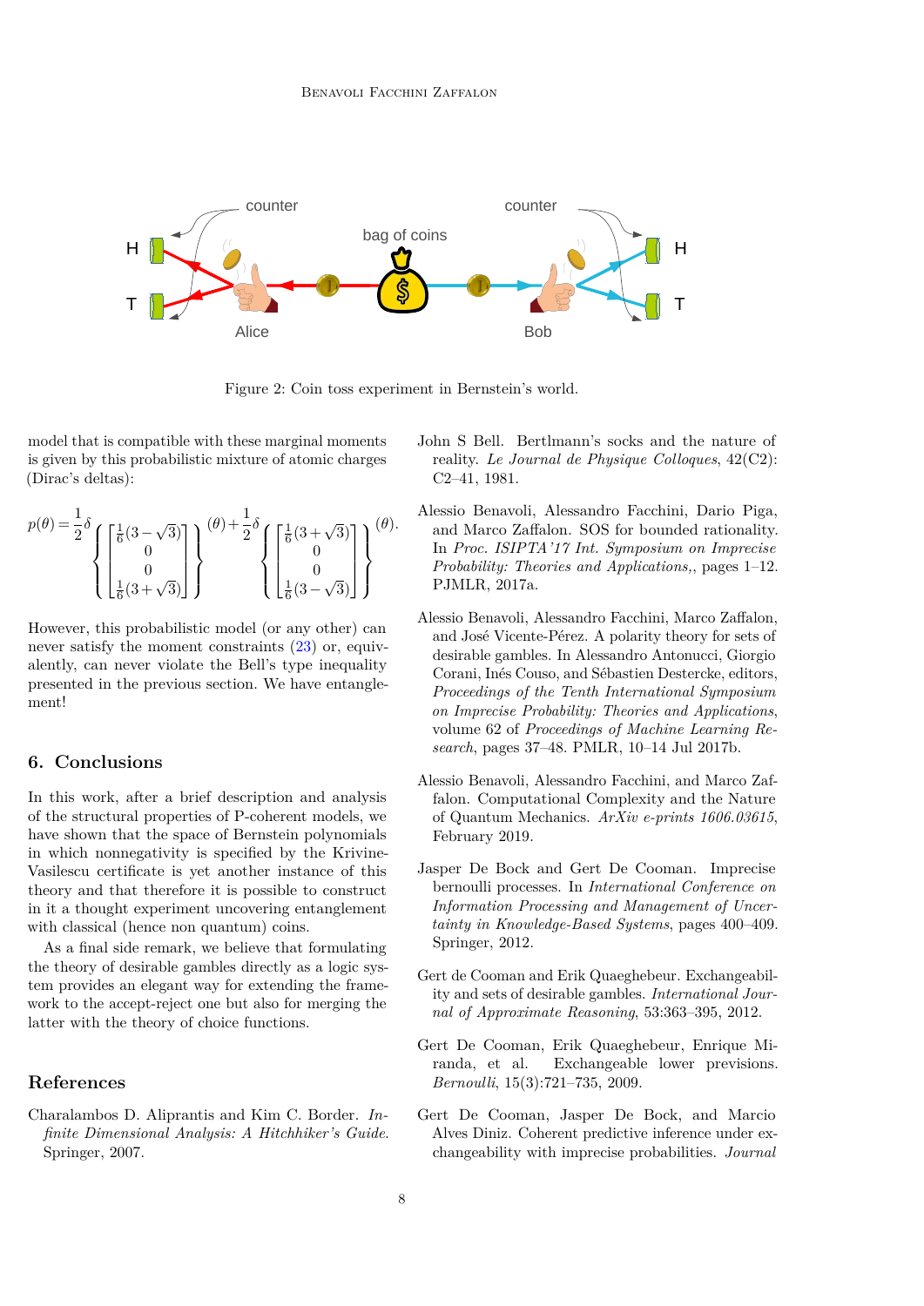Figure 2: Coin toss experiment in Bernstein's world.

model that is compatible with these marginal moments is given by this probabilistic mixture of atomic charges (Dirac's deltas):

$$p(\theta) = \frac{1}{2}\delta_{\left\{\begin{bmatrix}\frac{1}{6}(3-\sqrt{3})\\0\\0\\\frac{1}{6}(3+\sqrt{3})\end{bmatrix}\right\}}(\theta) + \frac{1}{2}\delta_{\left\{\begin{bmatrix}\frac{1}{6}(3+\sqrt{3})\\0\\0\\\frac{1}{6}(3-\sqrt{3})\end{bmatrix}\right\}}(\theta).$$

However, this probabilistic model (or any other) can never satisfy the moment constraints (23) or, equivalently, can never violate the Bell's type inequality presented in the previous section. We have entanglement!

## 6. Conclusions

In this work, after a brief description and analysis of the structural properties of P-coherent models, we have shown that the space of Bernstein polynomials in which nonnegativity is specified by the Krivine-Vasilescu certificate is yet another instance of this theory and that therefore it is possible to construct in it a thought experiment uncovering entanglement with classical (hence non quantum) coins.

As a final side remark, we believe that formulating the theory of desirable gambles directly as a logic system provides an elegant way for extending the framework to the accept-reject one but also for merging the latter with the theory of choice functions.

## References

Charalambos D. Aliprantis and Kim C. Border. *Infinite Dimensional Analysis: A Hitchhiker's Guide*. Springer, 2007.

John S Bell. Bertlmann's socks and the nature of reality. *Le Journal de Physique Colloques*, 42(C2): C2–41, 1981.

Alessio Benavoli, Alessandro Facchini, Dario Piga, and Marco Zaffalon. SOS for bounded rationality. In *Proc. ISIPTA'17 Int. Symposium on Imprecise Probability: Theories and Applications,*, pages 1–12. PJMLR, 2017a.

Alessio Benavoli, Alessandro Facchini, Marco Zaffalon, and José Vicente-Pérez. A polarity theory for sets of desirable gambles. In Alessandro Antonucci, Giorgio Corani, Inés Couso, and Sébastien Destercke, editors, *Proceedings of the Tenth International Symposium on Imprecise Probability: Theories and Applications*, volume 62 of *Proceedings of Machine Learning Research*, pages 37–48. PMLR, 10–14 Jul 2017b.

Alessio Benavoli, Alessandro Facchini, and Marco Zaffalon. Computational Complexity and the Nature of Quantum Mechanics. *ArXiv e-prints 1606.03615*, February 2019.

Jasper De Bock and Gert De Cooman. Imprecise bernoulli processes. In *International Conference on Information Processing and Management of Uncertainty in Knowledge-Based Systems*, pages 400–409. Springer, 2012.

Gert de Cooman and Erik Quaeghebeur. Exchangeability and sets of desirable gambles. *International Journal of Approximate Reasoning*, 53:363–395, 2012.

Gert De Cooman, Erik Quaeghebeur, Enrique Miranda, et al. Exchangeable lower previsions. *Bernoulli*, 15(3):721–735, 2009.

Gert De Cooman, Jasper De Bock, and Marcio Alves Diniz. Coherent predictive inference under exchangeability with imprecise probabilities. *Journal*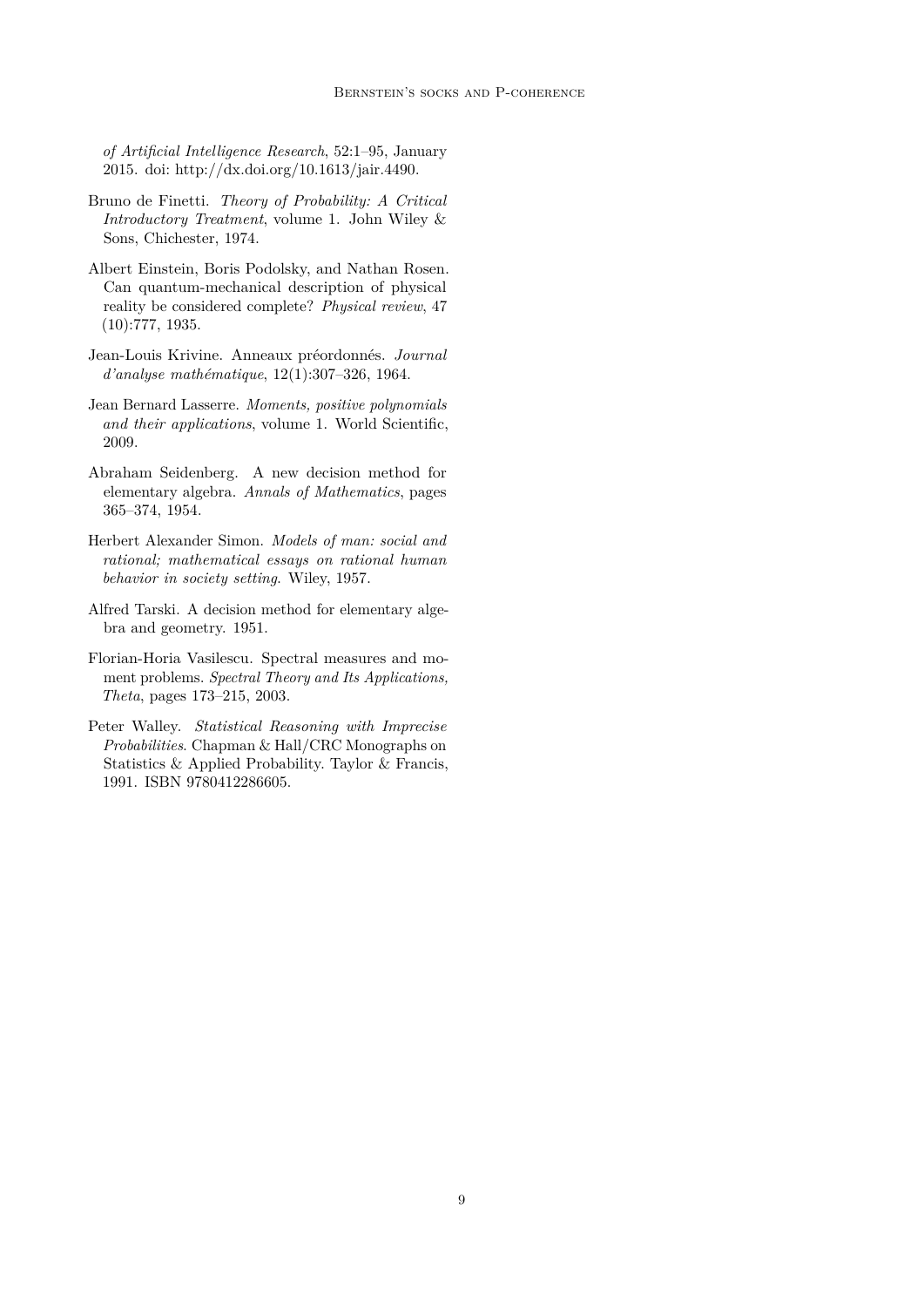*of Artificial Intelligence Research*, 52:1–95, January 2015. doi: http://dx.doi.org/10.1613/jair.4490.

Bruno de Finetti. *Theory of Probability: A Critical Introductory Treatment*, volume 1. John Wiley & Sons, Chichester, 1974.

Albert Einstein, Boris Podolsky, and Nathan Rosen. Can quantum-mechanical description of physical reality be considered complete? *Physical review*, 47 (10):777, 1935.

Jean-Louis Krivine. Anneaux préordonnés. *Journal d'analyse mathématique*, 12(1):307–326, 1964.

Jean Bernard Lasserre. *Moments, positive polynomials and their applications*, volume 1. World Scientific, 2009.

Abraham Seidenberg. A new decision method for elementary algebra. *Annals of Mathematics*, pages 365–374, 1954.

Herbert Alexander Simon. *Models of man: social and rational; mathematical essays on rational human behavior in society setting*. Wiley, 1957.

Alfred Tarski. A decision method for elementary algebra and geometry. 1951.

Florian-Horia Vasilescu. Spectral measures and moment problems. *Spectral Theory and Its Applications, Theta*, pages 173–215, 2003.

Peter Walley. *Statistical Reasoning with Imprecise Probabilities*. Chapman & Hall/CRC Monographs on Statistics & Applied Probability. Taylor & Francis, 1991. ISBN 9780412286605.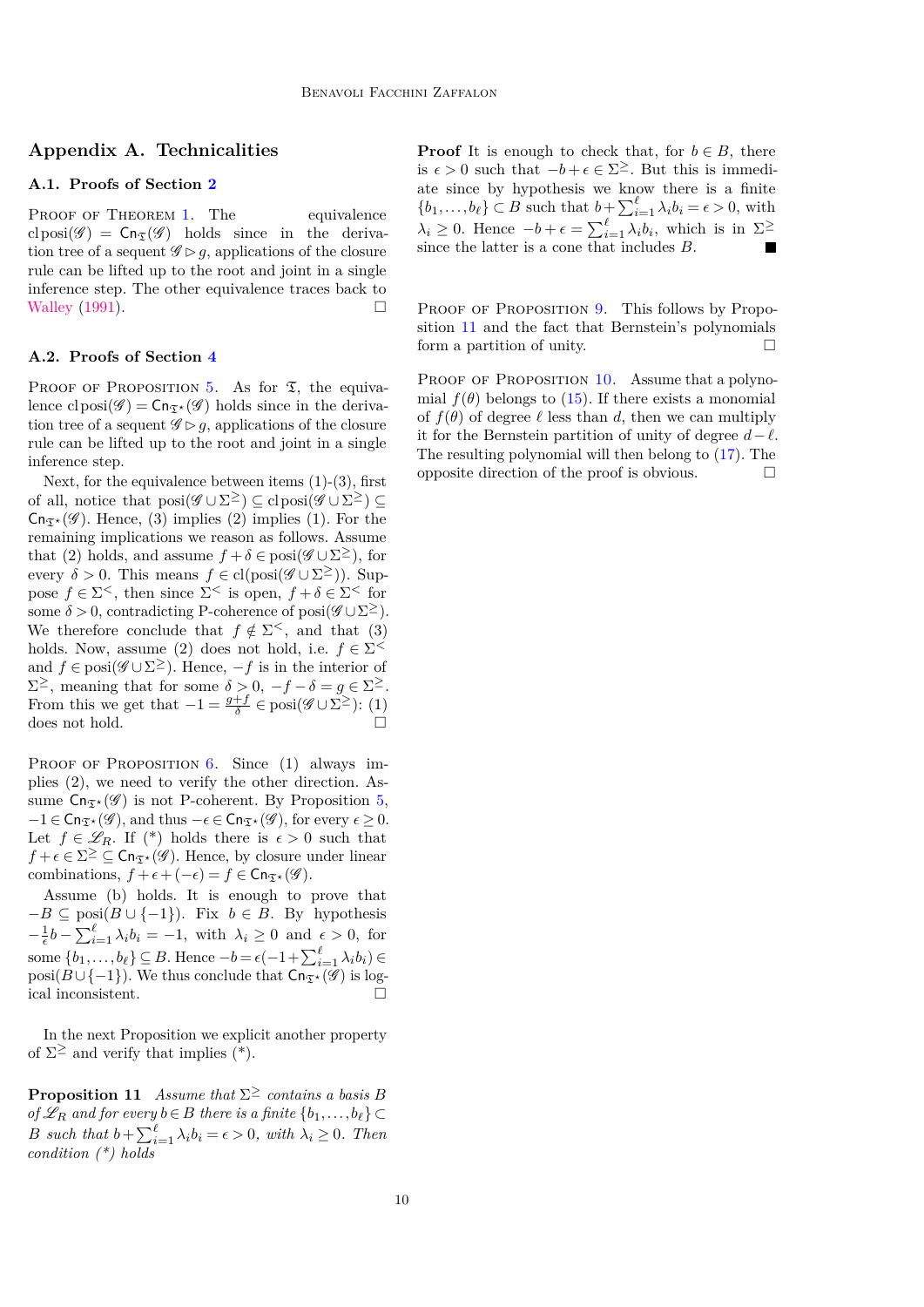# Appendix A. Technicalities

## A.1. Proofs of Section 2

Proof of Theorem 1. The equivalence $\operatorname{clposi}(\mathscr{G}) = \mathsf{Cn}_{\mathfrak{T}}(\mathscr{G})$ holds since in the derivation tree of a sequent $\mathscr{G} \triangleright g$, applications of the closure rule can be lifted up to the root and joint in a single inference step. The other equivalence traces back to Walley (1991). □

## A.2. Proofs of Section 4

Proof of Proposition 5. As for $\mathfrak{T}$, the equivalence $\operatorname{clposi}(\mathscr{G}) = \mathsf{Cn}_{\mathfrak{T}^\star}(\mathscr{G})$ holds since in the derivation tree of a sequent $\mathscr{G} \triangleright g$, applications of the closure rule can be lifted up to the root and joint in a single inference step.

Next, for the equivalence between items (1)-(3), first of all, notice that $\operatorname{posi}(\mathscr{G} \cup \Sigma^{\geq}) \subseteq \operatorname{clposi}(\mathscr{G} \cup \Sigma^{\geq}) \subseteq \mathsf{Cn}_{\mathfrak{T}^\star}(\mathscr{G})$. Hence, (3) implies (2) implies (1). For the remaining implications we reason as follows. Assume that (2) holds, and assume $f + \delta \in \operatorname{posi}(\mathscr{G} \cup \Sigma^{\geq})$, for every $\delta > 0$. This means $f \in \operatorname{cl}(\operatorname{posi}(\mathscr{G} \cup \Sigma^{\geq}))$. Suppose $f \in \Sigma^{<}$, then since $\Sigma^{<}$ is open, $f + \delta \in \Sigma^{<}$ for some $\delta > 0$, contradicting P-coherence of $\operatorname{posi}(\mathscr{G} \cup \Sigma^{\geq})$. We therefore conclude that $f \notin \Sigma^{<}$, and that (3) holds. Now, assume (2) does not hold, i.e. $f \in \Sigma^{<}$ and $f \in \operatorname{posi}(\mathscr{G} \cup \Sigma^{\geq})$. Hence, $-f$ is in the interior of $\Sigma^{\geq}$, meaning that for some $\delta > 0$, $-f - \delta = g \in \Sigma^{\geq}$. From this we get that $-1 = \frac{g+f}{\delta} \in \operatorname{posi}(\mathscr{G} \cup \Sigma^{\geq})$: (1) does not hold. □

Proof of Proposition 6. Since (1) always implies (2), we need to verify the other direction. Assume $\mathsf{Cn}_{\mathfrak{T}^\star}(\mathscr{G})$ is not P-coherent. By Proposition 5, $-1 \in \mathsf{Cn}_{\mathfrak{T}^\star}(\mathscr{G})$, and thus $-\epsilon \in \mathsf{Cn}_{\mathfrak{T}^\star}(\mathscr{G})$, for every $\epsilon \geq 0$. Let $f \in \mathscr{L}_R$. If (*) holds there is $\epsilon > 0$ such that $f + \epsilon \in \Sigma^{\geq} \subseteq \mathsf{Cn}_{\mathfrak{T}^\star}(\mathscr{G})$. Hence, by closure under linear combinations, $f + \epsilon + (-\epsilon) = f \in \mathsf{Cn}_{\mathfrak{T}^\star}(\mathscr{G})$.

Assume (b) holds. It is enough to prove that $-B \subseteq \operatorname{posi}(B \cup \{-1\})$. Fix $b \in B$. By hypothesis $-\frac{1}{\epsilon}b - \sum_{i=1}^{\ell} \lambda_i b_i = -1$, with $\lambda_i \geq 0$ and $\epsilon > 0$, for some $\{b_1, \ldots, b_\ell\} \subseteq B$. Hence $-b = \epsilon(-1 + \sum_{i=1}^{\ell} \lambda_i b_i) \in \operatorname{posi}(B \cup \{-1\})$. We thus conclude that $\mathsf{Cn}_{\mathfrak{T}^\star}(\mathscr{G})$ is logical inconsistent. □

In the next Proposition we explicit another property of $\Sigma^{\geq}$ and verify that implies (*).

**Proposition 11** *Assume that $\Sigma^{\geq}$ contains a basis $B$ of $\mathscr{L}_R$ and for every $b \in B$ there is a finite $\{b_1, \ldots, b_\ell\} \subset B$ such that $b + \sum_{i=1}^{\ell} \lambda_i b_i = \epsilon > 0$, with $\lambda_i \geq 0$. Then condition (*) holds*

**Proof** It is enough to check that, for $b \in B$, there is $\epsilon > 0$ such that $-b + \epsilon \in \Sigma^{\geq}$. But this is immediate since by hypothesis we know there is a finite $\{b_1, \ldots, b_\ell\} \subset B$ such that $b + \sum_{i=1}^{\ell} \lambda_i b_i = \epsilon > 0$, with $\lambda_i \geq 0$. Hence $-b + \epsilon = \sum_{i=1}^{\ell} \lambda_i b_i$, which is in $\Sigma^{\geq}$ since the latter is a cone that includes $B$. ■

Proof of Proposition 9. This follows by Proposition 11 and the fact that Bernstein's polynomials form a partition of unity. □

Proof of Proposition 10. Assume that a polynomial $f(\theta)$ belongs to (15). If there exists a monomial of $f(\theta)$ of degree $\ell$ less than $d$, then we can multiply it for the Bernstein partition of unity of degree $d - \ell$. The resulting polynomial will then belong to (17). The opposite direction of the proof is obvious. □